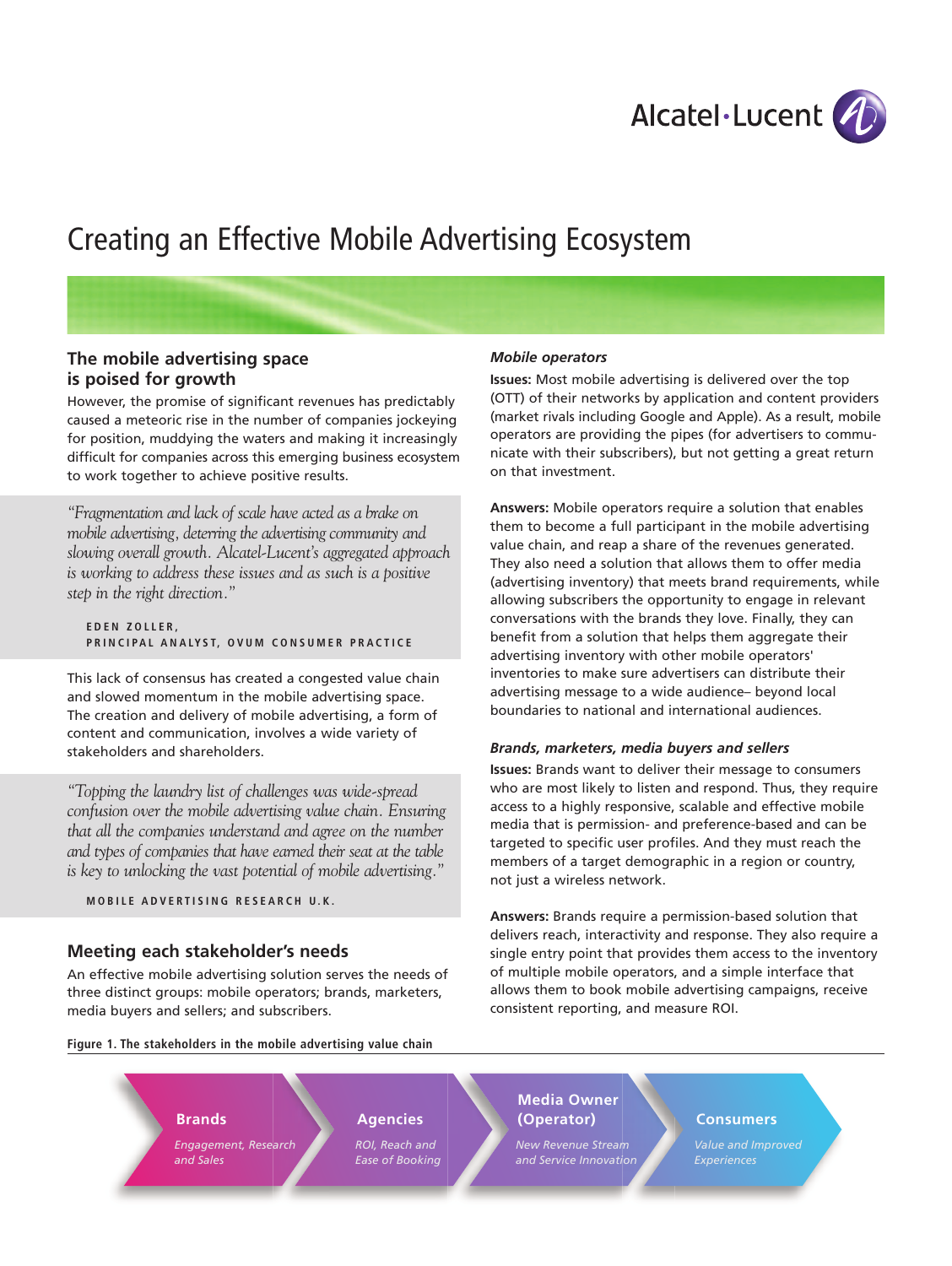# Creating an Effective Mobile Advertising Ecosystem

## The mobile advertising space is poised for growth

However, the promise of significant revenues has predictably caused a meteoric rise in the number of companies jockeying for position, muddying the waters and making it increasingly difficult for companies across this emerging business ecosystem to work together to achieve positive results.

> *"Fragmentation and lack of scale have acted as a brake on mobile advertising, deterring the advertising community and slowing overall growth. Alcatel-Lucent's aggregated approach is working to address these issues and as such is a positive step in the right direction."*
>
> **EDEN ZOLLER, PRINCIPAL ANALYST, OVUM CONSUMER PRACTICE**

This lack of consensus has created a congested value chain and slowed momentum in the mobile advertising space. The creation and delivery of mobile advertising, a form of content and communication, involves a wide variety of stakeholders and shareholders.

> *"Topping the laundry list of challenges was wide-spread confusion over the mobile advertising value chain. Ensuring that all the companies understand and agree on the number and types of companies that have earned their seat at the table is key to unlocking the vast potential of mobile advertising."*
>
> **MOBILE ADVERTISING RESEARCH U.K.**

## Meeting each stakeholder's needs

An effective mobile advertising solution serves the needs of three distinct groups: mobile operators; brands, marketers, media buyers and sellers; and subscribers.

**Figure 1. The stakeholders in the mobile advertising value chain**

| Brands | Agencies | Media Owner (Operator) | Consumers |
|---|---|---|---|
| *Engagement, Research and Sales* | *ROI, Reach and Ease of Booking* | *New Revenue Stream and Service Innovation* | *Value and Improved Experiences* |

### *Mobile operators*

**Issues:** Most mobile advertising is delivered over the top (OTT) of their networks by application and content providers (market rivals including Google and Apple). As a result, mobile operators are providing the pipes (for advertisers to communicate with their subscribers), but not getting a great return on that investment.

**Answers:** Mobile operators require a solution that enables them to become a full participant in the mobile advertising value chain, and reap a share of the revenues generated. They also need a solution that allows them to offer media (advertising inventory) that meets brand requirements, while allowing subscribers the opportunity to engage in relevant conversations with the brands they love. Finally, they can benefit from a solution that helps them aggregate their advertising inventory with other mobile operators' inventories to make sure advertisers can distribute their advertising message to a wide audience– beyond local boundaries to national and international audiences.

### *Brands, marketers, media buyers and sellers*

**Issues:** Brands want to deliver their message to consumers who are most likely to listen and respond. Thus, they require access to a highly responsive, scalable and effective mobile media that is permission- and preference-based and can be targeted to specific user profiles. And they must reach the members of a target demographic in a region or country, not just a wireless network.

**Answers:** Brands require a permission-based solution that delivers reach, interactivity and response. They also require a single entry point that provides them access to the inventory of multiple mobile operators, and a simple interface that allows them to book mobile advertising campaigns, receive consistent reporting, and measure ROI.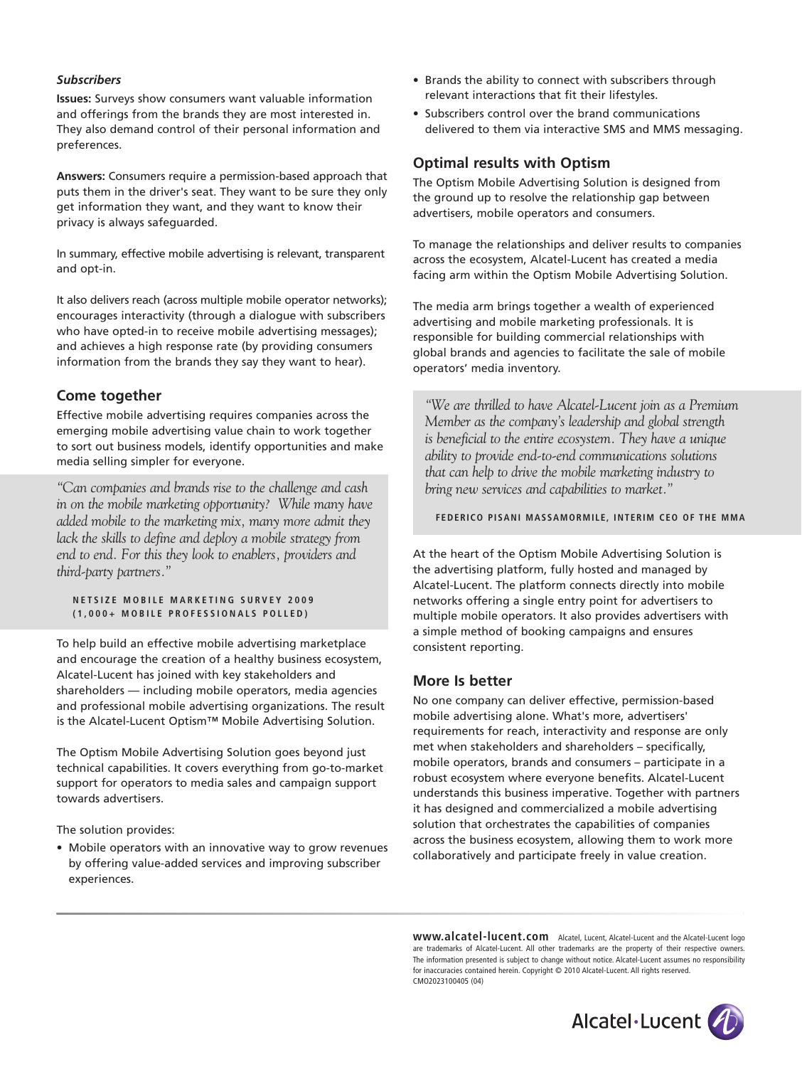***Subscribers***

**Issues:** Surveys show consumers want valuable information and offerings from the brands they are most interested in. They also demand control of their personal information and preferences.

**Answers:** Consumers require a permission-based approach that puts them in the driver's seat. They want to be sure they only get information they want, and they want to know their privacy is always safeguarded.

In summary, effective mobile advertising is relevant, transparent and opt-in.

It also delivers reach (across multiple mobile operator networks); encourages interactivity (through a dialogue with subscribers who have opted-in to receive mobile advertising messages); and achieves a high response rate (by providing consumers information from the brands they say they want to hear).

## Come together

Effective mobile advertising requires companies across the emerging mobile advertising value chain to work together to sort out business models, identify opportunities and make media selling simpler for everyone.

> *"Can companies and brands rise to the challenge and cash in on the mobile marketing opportunity? While many have added mobile to the marketing mix, many more admit they lack the skills to define and deploy a mobile strategy from end to end. For this they look to enablers, providers and third-party partners."*
>
> **NETSIZE MOBILE MARKETING SURVEY 2009 (1,000+ MOBILE PROFESSIONALS POLLED)**

To help build an effective mobile advertising marketplace and encourage the creation of a healthy business ecosystem, Alcatel-Lucent has joined with key stakeholders and shareholders — including mobile operators, media agencies and professional mobile advertising organizations. The result is the Alcatel-Lucent Optism™ Mobile Advertising Solution.

The Optism Mobile Advertising Solution goes beyond just technical capabilities. It covers everything from go-to-market support for operators to media sales and campaign support towards advertisers.

The solution provides:

- Mobile operators with an innovative way to grow revenues by offering value-added services and improving subscriber experiences.
- Brands the ability to connect with subscribers through relevant interactions that fit their lifestyles.
- Subscribers control over the brand communications delivered to them via interactive SMS and MMS messaging.

## Optimal results with Optism

The Optism Mobile Advertising Solution is designed from the ground up to resolve the relationship gap between advertisers, mobile operators and consumers.

To manage the relationships and deliver results to companies across the ecosystem, Alcatel-Lucent has created a media facing arm within the Optism Mobile Advertising Solution.

The media arm brings together a wealth of experienced advertising and mobile marketing professionals. It is responsible for building commercial relationships with global brands and agencies to facilitate the sale of mobile operators' media inventory.

> *"We are thrilled to have Alcatel-Lucent join as a Premium Member as the company's leadership and global strength is beneficial to the entire ecosystem. They have a unique ability to provide end-to-end communications solutions that can help to drive the mobile marketing industry to bring new services and capabilities to market."*
>
> **FEDERICO PISANI MASSAMORMILE, INTERIM CEO OF THE MMA**

At the heart of the Optism Mobile Advertising Solution is the advertising platform, fully hosted and managed by Alcatel-Lucent. The platform connects directly into mobile networks offering a single entry point for advertisers to multiple mobile operators. It also provides advertisers with a simple method of booking campaigns and ensures consistent reporting.

## More Is better

No one company can deliver effective, permission-based mobile advertising alone. What's more, advertisers' requirements for reach, interactivity and response are only met when stakeholders and shareholders – specifically, mobile operators, brands and consumers – participate in a robust ecosystem where everyone benefits. Alcatel-Lucent understands this business imperative. Together with partners it has designed and commercialized a mobile advertising solution that orchestrates the capabilities of companies across the business ecosystem, allowing them to work more collaboratively and participate freely in value creation.

**www.alcatel-lucent.com** Alcatel, Lucent, Alcatel-Lucent and the Alcatel-Lucent logo are trademarks of Alcatel-Lucent. All other trademarks are the property of their respective owners. The information presented is subject to change without notice. Alcatel-Lucent assumes no responsibility for inaccuracies contained herein. Copyright © 2010 Alcatel-Lucent. All rights reserved. CMO2023100405 (04)

Alcatel·Lucent